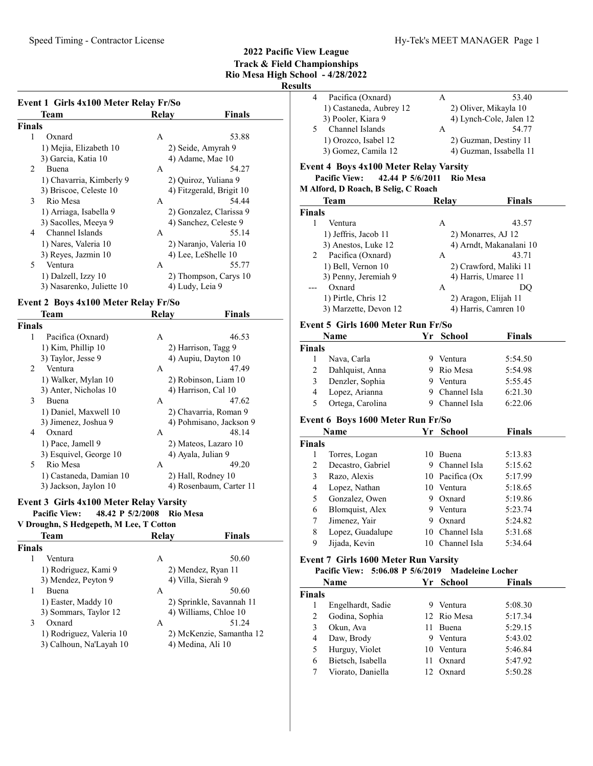# 2022 Pacific View League
## Track & Field Championships
### Rio Mesa High School - 4/28/2022
### Results

#### Event 1 Girls 4x100 Meter Relay Fr/So

| | Team | Relay | Finals |
|---|---|---|---|
| **Finals** | | | |
| 1 | Oxnard | A | 53.88 |
| | 1) Mejia, Elizabeth 10 | 2) Seide, Amyrah 9 | |
| | 3) Garcia, Katia 10 | 4) Adame, Mae 10 | |
| 2 | Buena | A | 54.27 |
| | 1) Chavarria, Kimberly 9 | 2) Quiroz, Yuliana 9 | |
| | 3) Briscoe, Celeste 10 | 4) Fitzgerald, Brigit 10 | |
| 3 | Rio Mesa | A | 54.44 |
| | 1) Arriaga, Isabella 9 | 2) Gonzalez, Clarissa 9 | |
| | 3) Sacolles, Meeya 9 | 4) Sanchez, Celeste 9 | |
| 4 | Channel Islands | A | 55.14 |
| | 1) Nares, Valeria 10 | 2) Naranjo, Valeria 10 | |
| | 3) Reyes, Jazmin 10 | 4) Lee, LeShelle 10 | |
| 5 | Ventura | A | 55.77 |
| | 1) Dalzell, Izzy 10 | 2) Thompson, Carys 10 | |
| | 3) Nasarenko, Juliette 10 | 4) Ludy, Leia 9 | |

#### Event 2 Boys 4x100 Meter Relay Fr/So

| | Team | Relay | Finals |
|---|---|---|---|
| **Finals** | | | |
| 1 | Pacifica (Oxnard) | A | 46.53 |
| | 1) Kim, Phillip 10 | 2) Harrison, Tagg 9 | |
| | 3) Taylor, Jesse 9 | 4) Aupiu, Dayton 10 | |
| 2 | Ventura | A | 47.49 |
| | 1) Walker, Mylan 10 | 2) Robinson, Liam 10 | |
| | 3) Anter, Nicholas 10 | 4) Harrison, Cal 10 | |
| 3 | Buena | A | 47.62 |
| | 1) Daniel, Maxwell 10 | 2) Chavarria, Roman 9 | |
| | 3) Jimenez, Joshua 9 | 4) Pohmisano, Jackson 9 | |
| 4 | Oxnard | A | 48.14 |
| | 1) Pace, Jamell 9 | 2) Mateos, Lazaro 10 | |
| | 3) Esquivel, George 10 | 4) Ayala, Julian 9 | |
| 5 | Rio Mesa | A | 49.20 |
| | 1) Castaneda, Damian 10 | 2) Hall, Rodney 10 | |
| | 3) Jackson, Jaylon 10 | 4) Rosenbaum, Carter 11 | |

#### Event 3 Girls 4x100 Meter Relay Varsity

**Pacific View: 48.42 P 5/2/2008 Rio Mesa**
**V Droughn, S Hedgepeth, M Lee, T Cotton**

| | Team | Relay | Finals |
|---|---|---|---|
| **Finals** | | | |
| 1 | Ventura | A | 50.60 |
| | 1) Rodriguez, Kami 9 | 2) Mendez, Ryan 11 | |
| | 3) Mendez, Peyton 9 | 4) Villa, Sierah 9 | |
| 1 | Buena | A | 50.60 |
| | 1) Easter, Maddy 10 | 2) Sprinkle, Savannah 11 | |
| | 3) Sommars, Taylor 12 | 4) Williams, Chloe 10 | |
| 3 | Oxnard | A | 51.24 |
| | 1) Rodriguez, Valeria 10 | 2) McKenzie, Samantha 12 | |
| | 3) Calhoun, Na'Layah 10 | 4) Medina, Ali 10 | |
| 4 | Pacifica (Oxnard) | A | 53.40 |
| | 1) Castaneda, Aubrey 12 | 2) Oliver, Mikayla 10 | |
| | 3) Pooler, Kiara 9 | 4) Lynch-Cole, Jalen 12 | |
| 5 | Channel Islands | A | 54.77 |
| | 1) Orozco, Isabel 12 | 2) Guzman, Destiny 11 | |
| | 3) Gomez, Camila 12 | 4) Guzman, Issabella 11 | |

#### Event 4 Boys 4x100 Meter Relay Varsity

**Pacific View: 42.44 P 5/6/2011 Rio Mesa**
**M Alford, D Roach, B Selig, C Roach**

| | Team | Relay | Finals |
|---|---|---|---|
| **Finals** | | | |
| 1 | Ventura | A | 43.57 |
| | 1) Jeffris, Jacob 11 | 2) Monarres, AJ 12 | |
| | 3) Anestos, Luke 12 | 4) Arndt, Makanalani 10 | |
| 2 | Pacifica (Oxnard) | A | 43.71 |
| | 1) Bell, Vernon 10 | 2) Crawford, Maliki 11 | |
| | 3) Penny, Jeremiah 9 | 4) Harris, Umaree 11 | |
| --- | Oxnard | A | DQ |
| | 1) Pirtle, Chris 12 | 2) Aragon, Elijah 11 | |
| | 3) Marzette, Devon 12 | 4) Harris, Camren 10 | |

#### Event 5 Girls 1600 Meter Run Fr/So

| | Name | Yr | School | Finals |
|---|---|---|---|---|
| **Finals** | | | | |
| 1 | Nava, Carla | 9 | Ventura | 5:54.50 |
| 2 | Dahlquist, Anna | 9 | Rio Mesa | 5:54.98 |
| 3 | Denzler, Sophia | 9 | Ventura | 5:55.45 |
| 4 | Lopez, Arianna | 9 | Channel Isla | 6:21.30 |
| 5 | Ortega, Carolina | 9 | Channel Isla | 6:22.06 |

#### Event 6 Boys 1600 Meter Run Fr/So

| | Name | Yr | School | Finals |
|---|---|---|---|---|
| **Finals** | | | | |
| 1 | Torres, Logan | 10 | Buena | 5:13.83 |
| 2 | Decastro, Gabriel | 9 | Channel Isla | 5:15.62 |
| 3 | Razo, Alexis | 10 | Pacifica (Ox | 5:17.99 |
| 4 | Lopez, Nathan | 10 | Ventura | 5:18.65 |
| 5 | Gonzalez, Owen | 9 | Oxnard | 5:19.86 |
| 6 | Blomquist, Alex | 9 | Ventura | 5:23.74 |
| 7 | Jimenez, Yair | 9 | Oxnard | 5:24.82 |
| 8 | Lopez, Guadalupe | 10 | Channel Isla | 5:31.68 |
| 9 | Jijada, Kevin | 10 | Channel Isla | 5:34.64 |

#### Event 7 Girls 1600 Meter Run Varsity

**Pacific View: 5:06.08 P 5/6/2019 Madeleine Locher**

| | Name | Yr | School | Finals |
|---|---|---|---|---|
| **Finals** | | | | |
| 1 | Engelhardt, Sadie | 9 | Ventura | 5:08.30 |
| 2 | Godina, Sophia | 12 | Rio Mesa | 5:17.34 |
| 3 | Okun, Ava | 11 | Buena | 5:29.15 |
| 4 | Daw, Brody | 9 | Ventura | 5:43.02 |
| 5 | Hurguy, Violet | 10 | Ventura | 5:46.84 |
| 6 | Bietsch, Isabella | 11 | Oxnard | 5:47.92 |
| 7 | Viorato, Daniella | 12 | Oxnard | 5:50.28 |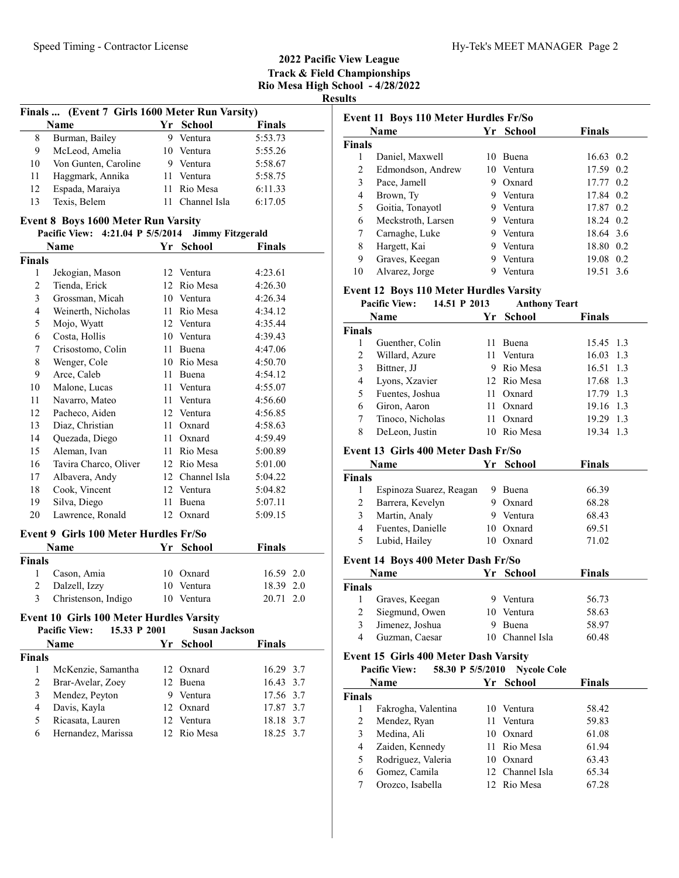## 2022 Pacific View League
## Track & Field Championships
## Rio Mesa High School - 4/28/2022
## Results

### Finals ... (Event 7 Girls 1600 Meter Run Varsity)

| | Name | Yr | School | Finals |
|---|---|---|---|---|
| 8 | Burman, Bailey | 9 | Ventura | 5:53.73 |
| 9 | McLeod, Amelia | 10 | Ventura | 5:55.26 |
| 10 | Von Gunten, Caroline | 9 | Ventura | 5:58.67 |
| 11 | Haggmark, Annika | 11 | Ventura | 5:58.75 |
| 12 | Espada, Maraiya | 11 | Rio Mesa | 6:11.33 |
| 13 | Texis, Belem | 11 | Channel Isla | 6:17.05 |

### Event 8 Boys 1600 Meter Run Varsity

**Pacific View: 4:21.04 P 5/5/2014 Jimmy Fitzgerald**

| | Name | Yr | School | Finals |
|---|---|---|---|---|
| **Finals** | | | | |
| 1 | Jekogian, Mason | 12 | Ventura | 4:23.61 |
| 2 | Tienda, Erick | 12 | Rio Mesa | 4:26.30 |
| 3 | Grossman, Micah | 10 | Ventura | 4:26.34 |
| 4 | Weinerth, Nicholas | 11 | Rio Mesa | 4:34.12 |
| 5 | Mojo, Wyatt | 12 | Ventura | 4:35.44 |
| 6 | Costa, Hollis | 10 | Ventura | 4:39.43 |
| 7 | Crisostomo, Colin | 11 | Buena | 4:47.06 |
| 8 | Wenger, Cole | 10 | Rio Mesa | 4:50.70 |
| 9 | Arce, Caleb | 11 | Buena | 4:54.12 |
| 10 | Malone, Lucas | 11 | Ventura | 4:55.07 |
| 11 | Navarro, Mateo | 11 | Ventura | 4:56.60 |
| 12 | Pacheco, Aiden | 12 | Ventura | 4:56.85 |
| 13 | Diaz, Christian | 11 | Oxnard | 4:58.63 |
| 14 | Quezada, Diego | 11 | Oxnard | 4:59.49 |
| 15 | Aleman, Ivan | 11 | Rio Mesa | 5:00.89 |
| 16 | Tavira Charco, Oliver | 12 | Rio Mesa | 5:01.00 |
| 17 | Albavera, Andy | 12 | Channel Isla | 5:04.22 |
| 18 | Cook, Vincent | 12 | Ventura | 5:04.82 |
| 19 | Silva, Diego | 11 | Buena | 5:07.11 |
| 20 | Lawrence, Ronald | 12 | Oxnard | 5:09.15 |

### Event 9 Girls 100 Meter Hurdles Fr/So

| | Name | Yr | School | Finals | |
|---|---|---|---|---|---|
| **Finals** | | | | | |
| 1 | Cason, Amia | 10 | Oxnard | 16.59 | 2.0 |
| 2 | Dalzell, Izzy | 10 | Ventura | 18.39 | 2.0 |
| 3 | Christenson, Indigo | 10 | Ventura | 20.71 | 2.0 |

### Event 10 Girls 100 Meter Hurdles Varsity

**Pacific View: 15.33 P 2001 Susan Jackson**

| | Name | Yr | School | Finals | |
|---|---|---|---|---|---|
| **Finals** | | | | | |
| 1 | McKenzie, Samantha | 12 | Oxnard | 16.29 | 3.7 |
| 2 | Brar-Avelar, Zoey | 12 | Buena | 16.43 | 3.7 |
| 3 | Mendez, Peyton | 9 | Ventura | 17.56 | 3.7 |
| 4 | Davis, Kayla | 12 | Oxnard | 17.87 | 3.7 |
| 5 | Ricasata, Lauren | 12 | Ventura | 18.18 | 3.7 |
| 6 | Hernandez, Marissa | 12 | Rio Mesa | 18.25 | 3.7 |

### Event 11 Boys 110 Meter Hurdles Fr/So

| | Name | Yr | School | Finals | |
|---|---|---|---|---|---|
| **Finals** | | | | | |
| 1 | Daniel, Maxwell | 10 | Buena | 16.63 | 0.2 |
| 2 | Edmondson, Andrew | 10 | Ventura | 17.59 | 0.2 |
| 3 | Pace, Jamell | 9 | Oxnard | 17.77 | 0.2 |
| 4 | Brown, Ty | 9 | Ventura | 17.84 | 0.2 |
| 5 | Goitia, Tonayotl | 9 | Ventura | 17.87 | 0.2 |
| 6 | Meckstroth, Larsen | 9 | Ventura | 18.24 | 0.2 |
| 7 | Carnaghe, Luke | 9 | Ventura | 18.64 | 3.6 |
| 8 | Hargett, Kai | 9 | Ventura | 18.80 | 0.2 |
| 9 | Graves, Keegan | 9 | Ventura | 19.08 | 0.2 |
| 10 | Alvarez, Jorge | 9 | Ventura | 19.51 | 3.6 |

### Event 12 Boys 110 Meter Hurdles Varsity

**Pacific View: 14.51 P 2013 Anthony Teart**

| | Name | Yr | School | Finals | |
|---|---|---|---|---|---|
| **Finals** | | | | | |
| 1 | Guenther, Colin | 11 | Buena | 15.45 | 1.3 |
| 2 | Willard, Azure | 11 | Ventura | 16.03 | 1.3 |
| 3 | Bittner, JJ | 9 | Rio Mesa | 16.51 | 1.3 |
| 4 | Lyons, Xzavier | 12 | Rio Mesa | 17.68 | 1.3 |
| 5 | Fuentes, Joshua | 11 | Oxnard | 17.79 | 1.3 |
| 6 | Giron, Aaron | 11 | Oxnard | 19.16 | 1.3 |
| 7 | Tinoco, Nicholas | 11 | Oxnard | 19.29 | 1.3 |
| 8 | DeLeon, Justin | 10 | Rio Mesa | 19.34 | 1.3 |

### Event 13 Girls 400 Meter Dash Fr/So

| | Name | Yr | School | Finals |
|---|---|---|---|---|
| **Finals** | | | | |
| 1 | Espinoza Suarez, Reagan | 9 | Buena | 66.39 |
| 2 | Barrera, Kevelyn | 9 | Oxnard | 68.28 |
| 3 | Martin, Analy | 9 | Ventura | 68.43 |
| 4 | Fuentes, Danielle | 10 | Oxnard | 69.51 |
| 5 | Lubid, Hailey | 10 | Oxnard | 71.02 |

### Event 14 Boys 400 Meter Dash Fr/So

| | Name | Yr | School | Finals |
|---|---|---|---|---|
| **Finals** | | | | |
| 1 | Graves, Keegan | 9 | Ventura | 56.73 |
| 2 | Siegmund, Owen | 10 | Ventura | 58.63 |
| 3 | Jimenez, Joshua | 9 | Buena | 58.97 |
| 4 | Guzman, Caesar | 10 | Channel Isla | 60.48 |

### Event 15 Girls 400 Meter Dash Varsity

**Pacific View: 58.30 P 5/5/2010 Nycole Cole**

| | Name | Yr | School | Finals |
|---|---|---|---|---|
| **Finals** | | | | |
| 1 | Fakrogha, Valentina | 10 | Ventura | 58.42 |
| 2 | Mendez, Ryan | 11 | Ventura | 59.83 |
| 3 | Medina, Ali | 10 | Oxnard | 61.08 |
| 4 | Zaiden, Kennedy | 11 | Rio Mesa | 61.94 |
| 5 | Rodriguez, Valeria | 10 | Oxnard | 63.43 |
| 6 | Gomez, Camila | 12 | Channel Isla | 65.34 |
| 7 | Orozco, Isabella | 12 | Rio Mesa | 67.28 |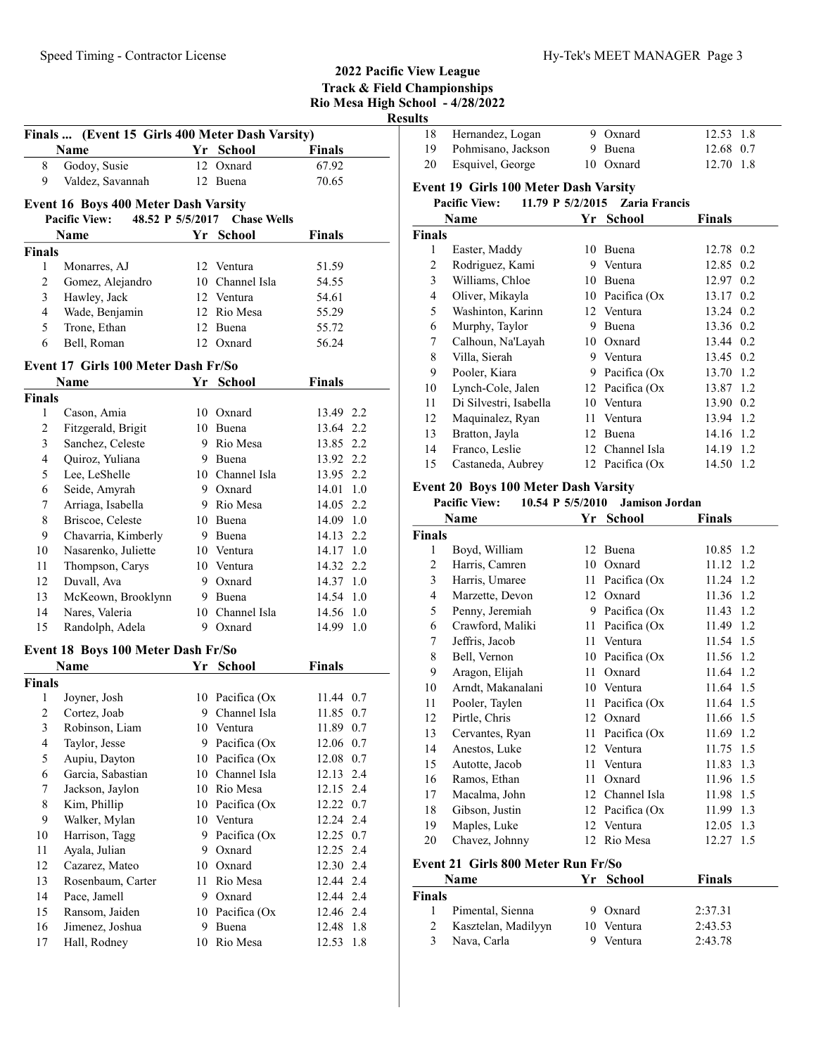## 2022 Pacific View League
## Track & Field Championships
## Rio Mesa High School - 4/28/2022
## Results

### Finals ... (Event 15 Girls 400 Meter Dash Varsity)

| | Name | Yr | School | Finals |
|---|---|---|---|---|
| 8 | Godoy, Susie | 12 | Oxnard | 67.92 |
| 9 | Valdez, Savannah | 12 | Buena | 70.65 |

### Event 16 Boys 400 Meter Dash Varsity

**Pacific View:** 48.52 P 5/5/2017 Chase Wells

| | Name | Yr | School | Finals |
|---|---|---|---|---|
| **Finals** | | | | |
| 1 | Monarres, AJ | 12 | Ventura | 51.59 |
| 2 | Gomez, Alejandro | 10 | Channel Isla | 54.55 |
| 3 | Hawley, Jack | 12 | Ventura | 54.61 |
| 4 | Wade, Benjamin | 12 | Rio Mesa | 55.29 |
| 5 | Trone, Ethan | 12 | Buena | 55.72 |
| 6 | Bell, Roman | 12 | Oxnard | 56.24 |

### Event 17 Girls 100 Meter Dash Fr/So

| | Name | Yr | School | Finals | |
|---|---|---|---|---|---|
| **Finals** | | | | | |
| 1 | Cason, Amia | 10 | Oxnard | 13.49 | 2.2 |
| 2 | Fitzgerald, Brigit | 10 | Buena | 13.64 | 2.2 |
| 3 | Sanchez, Celeste | 9 | Rio Mesa | 13.85 | 2.2 |
| 4 | Quiroz, Yuliana | 9 | Buena | 13.92 | 2.2 |
| 5 | Lee, LeShelle | 10 | Channel Isla | 13.95 | 2.2 |
| 6 | Seide, Amyrah | 9 | Oxnard | 14.01 | 1.0 |
| 7 | Arriaga, Isabella | 9 | Rio Mesa | 14.05 | 2.2 |
| 8 | Briscoe, Celeste | 10 | Buena | 14.09 | 1.0 |
| 9 | Chavarria, Kimberly | 9 | Buena | 14.13 | 2.2 |
| 10 | Nasarenko, Juliette | 10 | Ventura | 14.17 | 1.0 |
| 11 | Thompson, Carys | 10 | Ventura | 14.32 | 2.2 |
| 12 | Duvall, Ava | 9 | Oxnard | 14.37 | 1.0 |
| 13 | McKeown, Brooklynn | 9 | Buena | 14.54 | 1.0 |
| 14 | Nares, Valeria | 10 | Channel Isla | 14.56 | 1.0 |
| 15 | Randolph, Adela | 9 | Oxnard | 14.99 | 1.0 |

### Event 18 Boys 100 Meter Dash Fr/So

| | Name | Yr | School | Finals | |
|---|---|---|---|---|---|
| **Finals** | | | | | |
| 1 | Joyner, Josh | 10 | Pacifica (Ox | 11.44 | 0.7 |
| 2 | Cortez, Joab | 9 | Channel Isla | 11.85 | 0.7 |
| 3 | Robinson, Liam | 10 | Ventura | 11.89 | 0.7 |
| 4 | Taylor, Jesse | 9 | Pacifica (Ox | 12.06 | 0.7 |
| 5 | Aupiu, Dayton | 10 | Pacifica (Ox | 12.08 | 0.7 |
| 6 | Garcia, Sebastian | 10 | Channel Isla | 12.13 | 2.4 |
| 7 | Jackson, Jaylon | 10 | Rio Mesa | 12.15 | 2.4 |
| 8 | Kim, Phillip | 10 | Pacifica (Ox | 12.22 | 0.7 |
| 9 | Walker, Mylan | 10 | Ventura | 12.24 | 2.4 |
| 10 | Harrison, Tagg | 9 | Pacifica (Ox | 12.25 | 0.7 |
| 11 | Ayala, Julian | 9 | Oxnard | 12.25 | 2.4 |
| 12 | Cazarez, Mateo | 10 | Oxnard | 12.30 | 2.4 |
| 13 | Rosenbaum, Carter | 11 | Rio Mesa | 12.44 | 2.4 |
| 14 | Pace, Jamell | 9 | Oxnard | 12.44 | 2.4 |
| 15 | Ransom, Jaiden | 10 | Pacifica (Ox | 12.46 | 2.4 |
| 16 | Jimenez, Joshua | 9 | Buena | 12.48 | 1.8 |
| 17 | Hall, Rodney | 10 | Rio Mesa | 12.53 | 1.8 |
| 18 | Hernandez, Logan | 9 | Oxnard | 12.53 | 1.8 |
| 19 | Pohmisano, Jackson | 9 | Buena | 12.68 | 0.7 |
| 20 | Esquivel, George | 10 | Oxnard | 12.70 | 1.8 |

### Event 19 Girls 100 Meter Dash Varsity

**Pacific View:** 11.79 P 5/2/2015 Zaria Francis

| | Name | Yr | School | Finals | |
|---|---|---|---|---|---|
| **Finals** | | | | | |
| 1 | Easter, Maddy | 10 | Buena | 12.78 | 0.2 |
| 2 | Rodriguez, Kami | 9 | Ventura | 12.85 | 0.2 |
| 3 | Williams, Chloe | 10 | Buena | 12.97 | 0.2 |
| 4 | Oliver, Mikayla | 10 | Pacifica (Ox | 13.17 | 0.2 |
| 5 | Washinton, Karinn | 12 | Ventura | 13.24 | 0.2 |
| 6 | Murphy, Taylor | 9 | Buena | 13.36 | 0.2 |
| 7 | Calhoun, Na'LaYah | 10 | Oxnard | 13.44 | 0.2 |
| 8 | Villa, Sierah | 9 | Ventura | 13.45 | 0.2 |
| 9 | Pooler, Kiara | 9 | Pacifica (Ox | 13.70 | 1.2 |
| 10 | Lynch-Cole, Jalen | 12 | Pacifica (Ox | 13.87 | 1.2 |
| 11 | Di Silvestri, Isabella | 10 | Ventura | 13.90 | 0.2 |
| 12 | Maquinalez, Ryan | 11 | Ventura | 13.94 | 1.2 |
| 13 | Bratton, Jayla | 12 | Buena | 14.16 | 1.2 |
| 14 | Franco, Leslie | 12 | Channel Isla | 14.19 | 1.2 |
| 15 | Castaneda, Aubrey | 12 | Pacifica (Ox | 14.50 | 1.2 |

### Event 20 Boys 100 Meter Dash Varsity

**Pacific View:** 10.54 P 5/5/2010 Jamison Jordan

| | Name | Yr | School | Finals | |
|---|---|---|---|---|---|
| **Finals** | | | | | |
| 1 | Boyd, William | 12 | Buena | 10.85 | 1.2 |
| 2 | Harris, Camren | 10 | Oxnard | 11.12 | 1.2 |
| 3 | Harris, Umaree | 11 | Pacifica (Ox | 11.24 | 1.2 |
| 4 | Marzette, Devon | 12 | Oxnard | 11.36 | 1.2 |
| 5 | Penny, Jeremiah | 9 | Pacifica (Ox | 11.43 | 1.2 |
| 6 | Crawford, Maliki | 11 | Pacifica (Ox | 11.49 | 1.2 |
| 7 | Jeffris, Jacob | 11 | Ventura | 11.54 | 1.5 |
| 8 | Bell, Vernon | 10 | Pacifica (Ox | 11.56 | 1.2 |
| 9 | Aragon, Elijah | 11 | Oxnard | 11.64 | 1.2 |
| 10 | Arndt, Makanalani | 10 | Ventura | 11.64 | 1.5 |
| 11 | Pooler, Taylen | 11 | Pacifica (Ox | 11.64 | 1.5 |
| 12 | Pirtle, Chris | 12 | Oxnard | 11.66 | 1.5 |
| 13 | Cervantes, Ryan | 11 | Pacifica (Ox | 11.69 | 1.2 |
| 14 | Anestos, Luke | 12 | Ventura | 11.75 | 1.5 |
| 15 | Autotte, Jacob | 11 | Ventura | 11.83 | 1.3 |
| 16 | Ramos, Ethan | 11 | Oxnard | 11.96 | 1.5 |
| 17 | Macalma, John | 12 | Channel Isla | 11.98 | 1.5 |
| 18 | Gibson, Justin | 12 | Pacifica (Ox | 11.99 | 1.3 |
| 19 | Maples, Luke | 12 | Ventura | 12.05 | 1.3 |
| 20 | Chavez, Johnny | 12 | Rio Mesa | 12.27 | 1.5 |

### Event 21 Girls 800 Meter Run Fr/So

| | Name | Yr | School | Finals |
|---|---|---|---|---|
| **Finals** | | | | |
| 1 | Pimental, Sienna | 9 | Oxnard | 2:37.31 |
| 2 | Kasztelan, Madilyyn | 10 | Ventura | 2:43.53 |
| 3 | Nava, Carla | 9 | Ventura | 2:43.78 |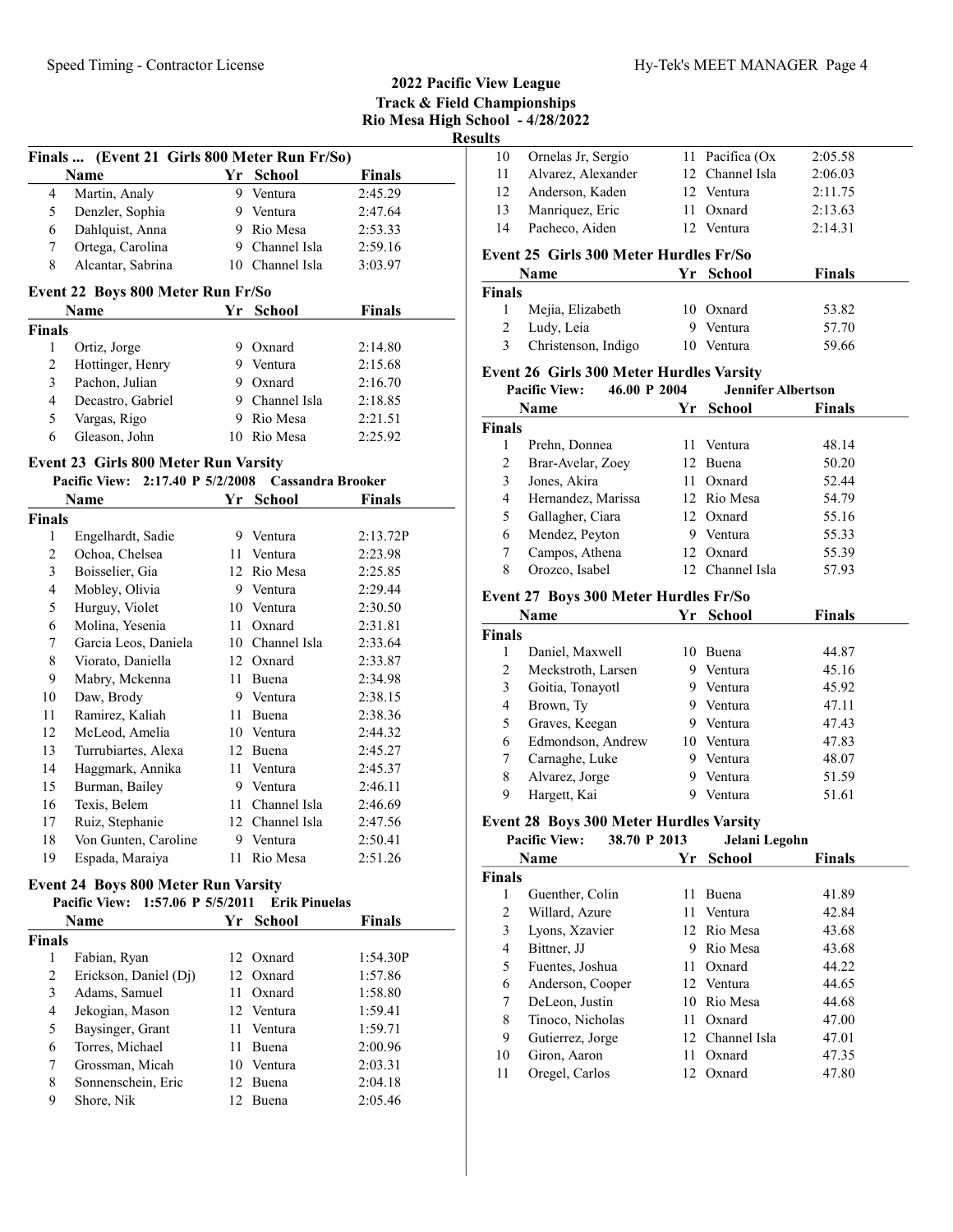# 2022 Pacific View League
## Track & Field Championships
### Rio Mesa High School - 4/28/2022
### Results

**Finals ... (Event 21 Girls 800 Meter Run Fr/So)**

| | Name | Yr | School | Finals |
|---|---|---|---|---|
| 4 | Martin, Analy | 9 | Ventura | 2:45.29 |
| 5 | Denzler, Sophia | 9 | Ventura | 2:47.64 |
| 6 | Dahlquist, Anna | 9 | Rio Mesa | 2:53.33 |
| 7 | Ortega, Carolina | 9 | Channel Isla | 2:59.16 |
| 8 | Alcantar, Sabrina | 10 | Channel Isla | 3:03.97 |

**Event 22 Boys 800 Meter Run Fr/So**

| | Name | Yr | School | Finals |
|---|---|---|---|---|
| **Finals** | | | | |
| 1 | Ortiz, Jorge | 9 | Oxnard | 2:14.80 |
| 2 | Hottinger, Henry | 9 | Ventura | 2:15.68 |
| 3 | Pachon, Julian | 9 | Oxnard | 2:16.70 |
| 4 | Decastro, Gabriel | 9 | Channel Isla | 2:18.85 |
| 5 | Vargas, Rigo | 9 | Rio Mesa | 2:21.51 |
| 6 | Gleason, John | 10 | Rio Mesa | 2:25.92 |

**Event 23 Girls 800 Meter Run Varsity**

Pacific View: 2:17.40 P 5/2/2008 Cassandra Brooker

| | Name | Yr | School | Finals |
|---|---|---|---|---|
| **Finals** | | | | |
| 1 | Engelhardt, Sadie | 9 | Ventura | 2:13.72P |
| 2 | Ochoa, Chelsea | 11 | Ventura | 2:23.98 |
| 3 | Boisselier, Gia | 12 | Rio Mesa | 2:25.85 |
| 4 | Mobley, Olivia | 9 | Ventura | 2:29.44 |
| 5 | Hurguy, Violet | 10 | Ventura | 2:30.50 |
| 6 | Molina, Yesenia | 11 | Oxnard | 2:31.81 |
| 7 | Garcia Leos, Daniela | 10 | Channel Isla | 2:33.64 |
| 8 | Viorato, Daniella | 12 | Oxnard | 2:33.87 |
| 9 | Mabry, Mckenna | 11 | Buena | 2:34.98 |
| 10 | Daw, Brody | 9 | Ventura | 2:38.15 |
| 11 | Ramirez, Kaliah | 11 | Buena | 2:38.36 |
| 12 | McLeod, Amelia | 10 | Ventura | 2:44.32 |
| 13 | Turrubiartes, Alexa | 12 | Buena | 2:45.27 |
| 14 | Haggmark, Annika | 11 | Ventura | 2:45.37 |
| 15 | Burman, Bailey | 9 | Ventura | 2:46.11 |
| 16 | Texis, Belem | 11 | Channel Isla | 2:46.69 |
| 17 | Ruiz, Stephanie | 12 | Channel Isla | 2:47.56 |
| 18 | Von Gunten, Caroline | 9 | Ventura | 2:50.41 |
| 19 | Espada, Maraiya | 11 | Rio Mesa | 2:51.26 |

**Event 24 Boys 800 Meter Run Varsity**

Pacific View: 1:57.06 P 5/5/2011 Erik Pinuelas

| | Name | Yr | School | Finals |
|---|---|---|---|---|
| **Finals** | | | | |
| 1 | Fabian, Ryan | 12 | Oxnard | 1:54.30P |
| 2 | Erickson, Daniel (Dj) | 12 | Oxnard | 1:57.86 |
| 3 | Adams, Samuel | 11 | Oxnard | 1:58.80 |
| 4 | Jekogian, Mason | 12 | Ventura | 1:59.41 |
| 5 | Baysinger, Grant | 11 | Ventura | 1:59.71 |
| 6 | Torres, Michael | 11 | Buena | 2:00.96 |
| 7 | Grossman, Micah | 10 | Ventura | 2:03.31 |
| 8 | Sonnenschein, Eric | 12 | Buena | 2:04.18 |
| 9 | Shore, Nik | 12 | Buena | 2:05.46 |
| 10 | Ornelas Jr, Sergio | 11 | Pacifica (Ox | 2:05.58 |
| 11 | Alvarez, Alexander | 12 | Channel Isla | 2:06.03 |
| 12 | Anderson, Kaden | 12 | Ventura | 2:11.75 |
| 13 | Manriquez, Eric | 11 | Oxnard | 2:13.63 |
| 14 | Pacheco, Aiden | 12 | Ventura | 2:14.31 |

**Event 25 Girls 300 Meter Hurdles Fr/So**

| | Name | Yr | School | Finals |
|---|---|---|---|---|
| **Finals** | | | | |
| 1 | Mejia, Elizabeth | 10 | Oxnard | 53.82 |
| 2 | Ludy, Leia | 9 | Ventura | 57.70 |
| 3 | Christenson, Indigo | 10 | Ventura | 59.66 |

**Event 26 Girls 300 Meter Hurdles Varsity**

Pacific View: 46.00 P 2004 Jennifer Albertson

| | Name | Yr | School | Finals |
|---|---|---|---|---|
| **Finals** | | | | |
| 1 | Prehn, Donnea | 11 | Ventura | 48.14 |
| 2 | Brar-Avelar, Zoey | 12 | Buena | 50.20 |
| 3 | Jones, Akira | 11 | Oxnard | 52.44 |
| 4 | Hernandez, Marissa | 12 | Rio Mesa | 54.79 |
| 5 | Gallagher, Ciara | 12 | Oxnard | 55.16 |
| 6 | Mendez, Peyton | 9 | Ventura | 55.33 |
| 7 | Campos, Athena | 12 | Oxnard | 55.39 |
| 8 | Orozco, Isabel | 12 | Channel Isla | 57.93 |

**Event 27 Boys 300 Meter Hurdles Fr/So**

| | Name | Yr | School | Finals |
|---|---|---|---|---|
| **Finals** | | | | |
| 1 | Daniel, Maxwell | 10 | Buena | 44.87 |
| 2 | Meckstroth, Larsen | 9 | Ventura | 45.16 |
| 3 | Goitia, Tonayotl | 9 | Ventura | 45.92 |
| 4 | Brown, Ty | 9 | Ventura | 47.11 |
| 5 | Graves, Keegan | 9 | Ventura | 47.43 |
| 6 | Edmondson, Andrew | 10 | Ventura | 47.83 |
| 7 | Carnaghe, Luke | 9 | Ventura | 48.07 |
| 8 | Alvarez, Jorge | 9 | Ventura | 51.59 |
| 9 | Hargett, Kai | 9 | Ventura | 51.61 |

**Event 28 Boys 300 Meter Hurdles Varsity**

Pacific View: 38.70 P 2013 Jelani Legohn

| | Name | Yr | School | Finals |
|---|---|---|---|---|
| **Finals** | | | | |
| 1 | Guenther, Colin | 11 | Buena | 41.89 |
| 2 | Willard, Azure | 11 | Ventura | 42.84 |
| 3 | Lyons, Xzavier | 12 | Rio Mesa | 43.68 |
| 4 | Bittner, JJ | 9 | Rio Mesa | 43.68 |
| 5 | Fuentes, Joshua | 11 | Oxnard | 44.22 |
| 6 | Anderson, Cooper | 12 | Ventura | 44.65 |
| 7 | DeLeon, Justin | 10 | Rio Mesa | 44.68 |
| 8 | Tinoco, Nicholas | 11 | Oxnard | 47.00 |
| 9 | Gutierrez, Jorge | 12 | Channel Isla | 47.01 |
| 10 | Giron, Aaron | 11 | Oxnard | 47.35 |
| 11 | Oregel, Carlos | 12 | Oxnard | 47.80 |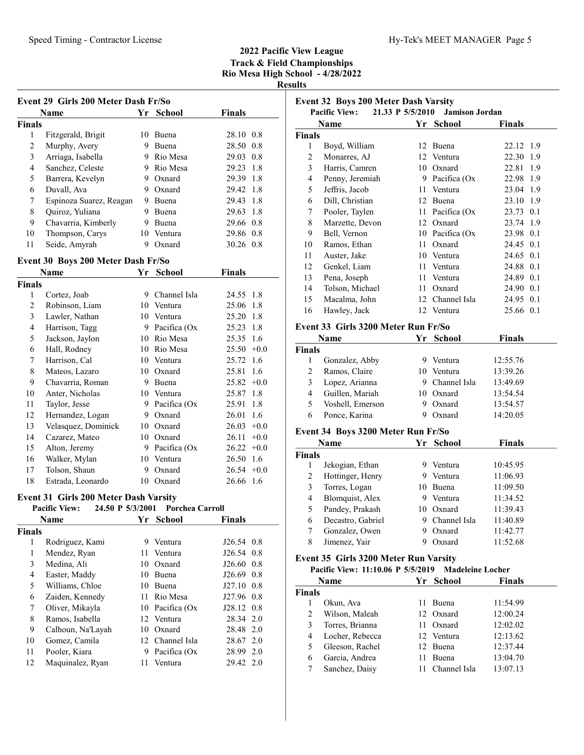# 2022 Pacific View League
## Track & Field Championships
### Rio Mesa High School - 4/28/2022
### Results

#### Event 29 Girls 200 Meter Dash Fr/So

| | Name | Yr | School | Finals | Wind |
|---|---|---|---|---|---|
| **Finals** | | | | | |
| 1 | Fitzgerald, Brigit | 10 | Buena | 28.10 | 0.8 |
| 2 | Murphy, Avery | 9 | Buena | 28.50 | 0.8 |
| 3 | Arriaga, Isabella | 9 | Rio Mesa | 29.03 | 0.8 |
| 4 | Sanchez, Celeste | 9 | Rio Mesa | 29.23 | 1.8 |
| 5 | Barrera, Kevelyn | 9 | Oxnard | 29.39 | 1.8 |
| 6 | Duvall, Ava | 9 | Oxnard | 29.42 | 1.8 |
| 7 | Espinoza Suarez, Reagan | 9 | Buena | 29.43 | 1.8 |
| 8 | Quiroz, Yuliana | 9 | Buena | 29.63 | 1.8 |
| 9 | Chavarria, Kimberly | 9 | Buena | 29.66 | 0.8 |
| 10 | Thompson, Carys | 10 | Ventura | 29.86 | 0.8 |
| 11 | Seide, Amyrah | 9 | Oxnard | 30.26 | 0.8 |

#### Event 30 Boys 200 Meter Dash Fr/So

| | Name | Yr | School | Finals | Wind |
|---|---|---|---|---|---|
| **Finals** | | | | | |
| 1 | Cortez, Joab | 9 | Channel Isla | 24.55 | 1.8 |
| 2 | Robinson, Liam | 10 | Ventura | 25.06 | 1.8 |
| 3 | Lawler, Nathan | 10 | Ventura | 25.20 | 1.8 |
| 4 | Harrison, Tagg | 9 | Pacifica (Ox | 25.23 | 1.8 |
| 5 | Jackson, Jaylon | 10 | Rio Mesa | 25.35 | 1.6 |
| 6 | Hall, Rodney | 10 | Rio Mesa | 25.50 | +0.0 |
| 7 | Harrison, Cal | 10 | Ventura | 25.72 | 1.6 |
| 8 | Mateos, Lazaro | 10 | Oxnard | 25.81 | 1.6 |
| 9 | Chavarria, Roman | 9 | Buena | 25.82 | +0.0 |
| 10 | Anter, Nicholas | 10 | Ventura | 25.87 | 1.8 |
| 11 | Taylor, Jesse | 9 | Pacifica (Ox | 25.91 | 1.8 |
| 12 | Hernandez, Logan | 9 | Oxnard | 26.01 | 1.6 |
| 13 | Velasquez, Dominick | 10 | Oxnard | 26.03 | +0.0 |
| 14 | Cazarez, Mateo | 10 | Oxnard | 26.11 | +0.0 |
| 15 | Alton, Jeremy | 9 | Pacifica (Ox | 26.22 | +0.0 |
| 16 | Walker, Mylan | 10 | Ventura | 26.50 | 1.6 |
| 17 | Tolson, Shaun | 9 | Oxnard | 26.54 | +0.0 |
| 18 | Estrada, Leonardo | 10 | Oxnard | 26.66 | 1.6 |

#### Event 31 Girls 200 Meter Dash Varsity

**Pacific View: 24.50 P 5/3/2001 Porchea Carroll**

| | Name | Yr | School | Finals | Wind |
|---|---|---|---|---|---|
| **Finals** | | | | | |
| 1 | Rodriguez, Kami | 9 | Ventura | J26.54 | 0.8 |
| 1 | Mendez, Ryan | 11 | Ventura | J26.54 | 0.8 |
| 3 | Medina, Ali | 10 | Oxnard | J26.60 | 0.8 |
| 4 | Easter, Maddy | 10 | Buena | J26.69 | 0.8 |
| 5 | Williams, Chloe | 10 | Buena | J27.10 | 0.8 |
| 6 | Zaiden, Kennedy | 11 | Rio Mesa | J27.96 | 0.8 |
| 7 | Oliver, Mikayla | 10 | Pacifica (Ox | J28.12 | 0.8 |
| 8 | Ramos, Isabella | 12 | Ventura | 28.34 | 2.0 |
| 9 | Calhoun, Na'LAyah | 10 | Oxnard | 28.48 | 2.0 |
| 10 | Gomez, Camila | 12 | Channel Isla | 28.67 | 2.0 |
| 11 | Pooler, Kiara | 9 | Pacifica (Ox | 28.99 | 2.0 |
| 12 | Maquinalez, Ryan | 11 | Ventura | 29.42 | 2.0 |

#### Event 32 Boys 200 Meter Dash Varsity

**Pacific View: 21.33 P 5/5/2010 Jamison Jordan**

| | Name | Yr | School | Finals | Wind |
|---|---|---|---|---|---|
| **Finals** | | | | | |
| 1 | Boyd, William | 12 | Buena | 22.12 | 1.9 |
| 2 | Monarres, AJ | 12 | Ventura | 22.30 | 1.9 |
| 3 | Harris, Camren | 10 | Oxnard | 22.81 | 1.9 |
| 4 | Penny, Jeremiah | 9 | Pacifica (Ox | 22.98 | 1.9 |
| 5 | Jeffris, Jacob | 11 | Ventura | 23.04 | 1.9 |
| 6 | Dill, Christian | 12 | Buena | 23.10 | 1.9 |
| 7 | Pooler, Taylen | 11 | Pacifica (Ox | 23.73 | 0.1 |
| 8 | Marzette, Devon | 12 | Oxnard | 23.74 | 1.9 |
| 9 | Bell, Vernon | 10 | Pacifica (Ox | 23.98 | 0.1 |
| 10 | Ramos, Ethan | 11 | Oxnard | 24.45 | 0.1 |
| 11 | Auster, Jake | 10 | Ventura | 24.65 | 0.1 |
| 12 | Genkel, Liam | 11 | Ventura | 24.88 | 0.1 |
| 13 | Pena, Joseph | 11 | Ventura | 24.89 | 0.1 |
| 14 | Tolson, Michael | 11 | Oxnard | 24.90 | 0.1 |
| 15 | Macalma, John | 12 | Channel Isla | 24.95 | 0.1 |
| 16 | Hawley, Jack | 12 | Ventura | 25.66 | 0.1 |

#### Event 33 Girls 3200 Meter Run Fr/So

| | Name | Yr | School | Finals |
|---|---|---|---|---|
| **Finals** | | | | |
| 1 | Gonzalez, Abby | 9 | Ventura | 12:55.76 |
| 2 | Ramos, Claire | 10 | Ventura | 13:39.26 |
| 3 | Lopez, Arianna | 9 | Channel Isla | 13:49.69 |
| 4 | Guillen, Mariah | 10 | Oxnard | 13:54.54 |
| 5 | Voshell, Emerson | 9 | Oxnard | 13:54.57 |
| 6 | Ponce, Karina | 9 | Oxnard | 14:20.05 |

#### Event 34 Boys 3200 Meter Run Fr/So

| | Name | Yr | School | Finals |
|---|---|---|---|---|
| **Finals** | | | | |
| 1 | Jekogian, Ethan | 9 | Ventura | 10:45.95 |
| 2 | Hottinger, Henry | 9 | Ventura | 11:06.93 |
| 3 | Torres, Logan | 10 | Buena | 11:09.50 |
| 4 | Blomquist, Alex | 9 | Ventura | 11:34.52 |
| 5 | Pandey, Prakash | 10 | Oxnard | 11:39.43 |
| 6 | Decastro, Gabriel | 9 | Channel Isla | 11:40.89 |
| 7 | Gonzalez, Owen | 9 | Oxnard | 11:42.77 |
| 8 | Jimenez, Yair | 9 | Oxnard | 11:52.68 |

#### Event 35 Girls 3200 Meter Run Varsity

**Pacific View: 11:10.06 P 5/5/2019 Madeleine Locher**

| | Name | Yr | School | Finals |
|---|---|---|---|---|
| **Finals** | | | | |
| 1 | Okun, Ava | 11 | Buena | 11:54.99 |
| 2 | Wilson, Maleah | 12 | Oxnard | 12:00.24 |
| 3 | Torres, Brianna | 11 | Oxnard | 12:02.02 |
| 4 | Locher, Rebecca | 12 | Ventura | 12:13.62 |
| 5 | Gleeson, Rachel | 12 | Buena | 12:37.44 |
| 6 | Garcia, Andrea | 11 | Buena | 13:04.70 |
| 7 | Sanchez, Daisy | 11 | Channel Isla | 13:07.13 |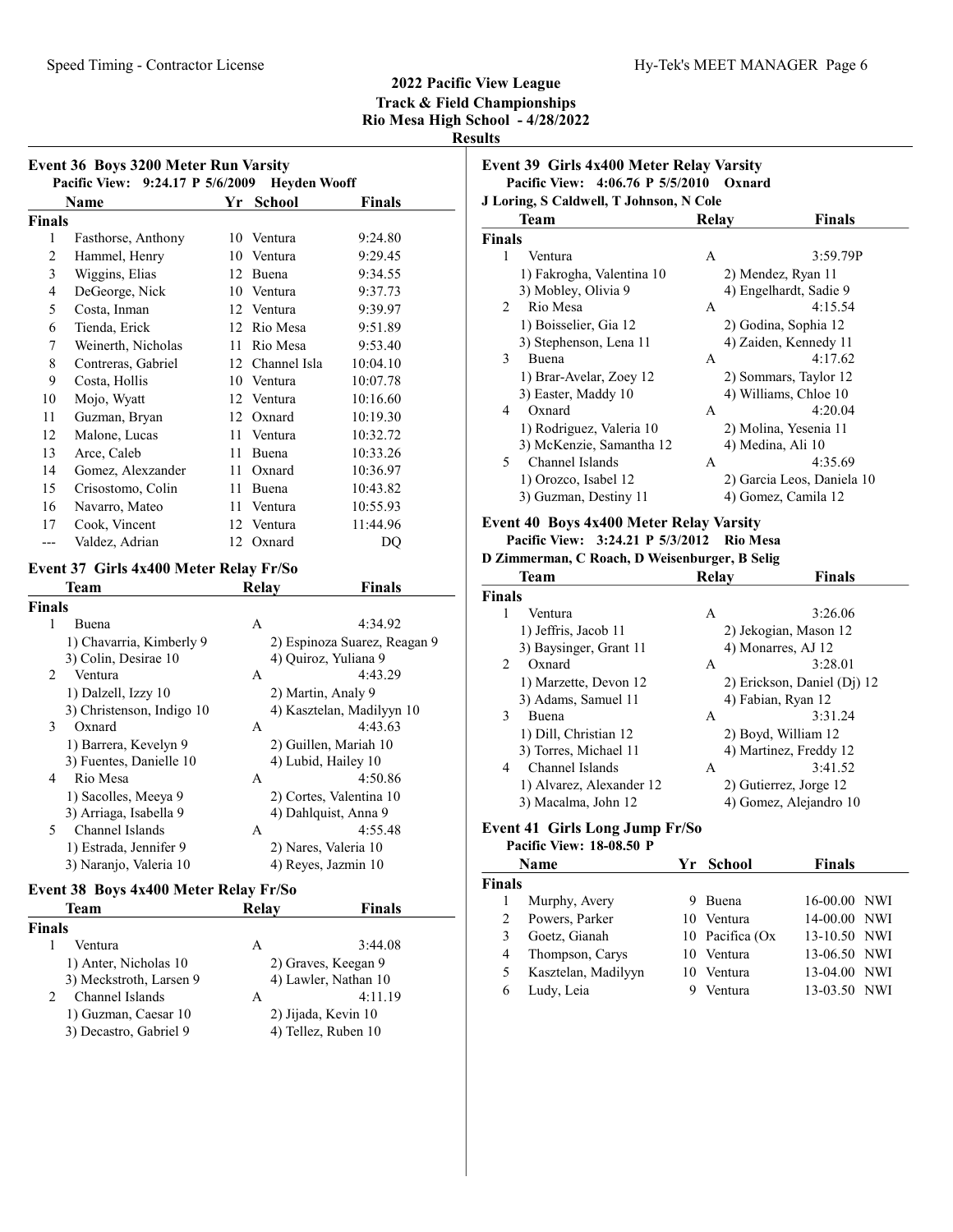# 2022 Pacific View League
## Track & Field Championships
## Rio Mesa High School - 4/28/2022
## Results

### Event 36 Boys 3200 Meter Run Varsity

**Pacific View: 9:24.17 P 5/6/2009 Heyden Wooff**

| | Name | Yr | School | Finals |
|---|---|---|---|---|
| **Finals** | | | | |
| 1 | Fasthorse, Anthony | 10 | Ventura | 9:24.80 |
| 2 | Hammel, Henry | 10 | Ventura | 9:29.45 |
| 3 | Wiggins, Elias | 12 | Buena | 9:34.55 |
| 4 | DeGeorge, Nick | 10 | Ventura | 9:37.73 |
| 5 | Costa, Inman | 12 | Ventura | 9:39.97 |
| 6 | Tienda, Erick | 12 | Rio Mesa | 9:51.89 |
| 7 | Weinerth, Nicholas | 11 | Rio Mesa | 9:53.40 |
| 8 | Contreras, Gabriel | 12 | Channel Isla | 10:04.10 |
| 9 | Costa, Hollis | 10 | Ventura | 10:07.78 |
| 10 | Mojo, Wyatt | 12 | Ventura | 10:16.60 |
| 11 | Guzman, Bryan | 12 | Oxnard | 10:19.30 |
| 12 | Malone, Lucas | 11 | Ventura | 10:32.72 |
| 13 | Arce, Caleb | 11 | Buena | 10:33.26 |
| 14 | Gomez, Alexzander | 11 | Oxnard | 10:36.97 |
| 15 | Crisostomo, Colin | 11 | Buena | 10:43.82 |
| 16 | Navarro, Mateo | 11 | Ventura | 10:55.93 |
| 17 | Cook, Vincent | 12 | Ventura | 11:44.96 |
| --- | Valdez, Adrian | 12 | Oxnard | DQ |

### Event 37 Girls 4x400 Meter Relay Fr/So

| | Team | Relay | Finals |
|---|---|---|---|
| **Finals** | | | |
| 1 | Buena | A | 4:34.92 |
| | 1) Chavarria, Kimberly 9 | 2) Espinoza Suarez, Reagan 9 | |
| | 3) Colin, Desirae 10 | 4) Quiroz, Yuliana 9 | |
| 2 | Ventura | A | 4:43.29 |
| | 1) Dalzell, Izzy 10 | 2) Martin, Analy 9 | |
| | 3) Christenson, Indigo 10 | 4) Kasztelan, Madilyyn 10 | |
| 3 | Oxnard | A | 4:43.63 |
| | 1) Barrera, Kevelyn 9 | 2) Guillen, Mariah 10 | |
| | 3) Fuentes, Danielle 10 | 4) Lubid, Hailey 10 | |
| 4 | Rio Mesa | A | 4:50.86 |
| | 1) Sacolles, Meeya 9 | 2) Cortes, Valentina 10 | |
| | 3) Arriaga, Isabella 9 | 4) Dahlquist, Anna 9 | |
| 5 | Channel Islands | A | 4:55.48 |
| | 1) Estrada, Jennifer 9 | 2) Nares, Valeria 10 | |
| | 3) Naranjo, Valeria 10 | 4) Reyes, Jazmin 10 | |

### Event 38 Boys 4x400 Meter Relay Fr/So

| | Team | Relay | Finals |
|---|---|---|---|
| **Finals** | | | |
| 1 | Ventura | A | 3:44.08 |
| | 1) Anter, Nicholas 10 | 2) Graves, Keegan 9 | |
| | 3) Meckstroth, Larsen 9 | 4) Lawler, Nathan 10 | |
| 2 | Channel Islands | A | 4:11.19 |
| | 1) Guzman, Caesar 10 | 2) Jijada, Kevin 10 | |
| | 3) Decastro, Gabriel 9 | 4) Tellez, Ruben 10 | |

### Event 39 Girls 4x400 Meter Relay Varsity

**Pacific View: 4:06.76 P 5/5/2010 Oxnard**
**J Loring, S Caldwell, T Johnson, N Cole**

| | Team | Relay | Finals |
|---|---|---|---|
| **Finals** | | | |
| 1 | Ventura | A | 3:59.79P |
| | 1) Fakrogha, Valentina 10 | 2) Mendez, Ryan 11 | |
| | 3) Mobley, Olivia 9 | 4) Engelhardt, Sadie 9 | |
| 2 | Rio Mesa | A | 4:15.54 |
| | 1) Boisselier, Gia 12 | 2) Godina, Sophia 12 | |
| | 3) Stephenson, Lena 11 | 4) Zaiden, Kennedy 11 | |
| 3 | Buena | A | 4:17.62 |
| | 1) Brar-Avelar, Zoey 12 | 2) Sommars, Taylor 12 | |
| | 3) Easter, Maddy 10 | 4) Williams, Chloe 10 | |
| 4 | Oxnard | A | 4:20.04 |
| | 1) Rodriguez, Valeria 10 | 2) Molina, Yesenia 11 | |
| | 3) McKenzie, Samantha 12 | 4) Medina, Ali 10 | |
| 5 | Channel Islands | A | 4:35.69 |
| | 1) Orozco, Isabel 12 | 2) Garcia Leos, Daniela 10 | |
| | 3) Guzman, Destiny 11 | 4) Gomez, Camila 12 | |

### Event 40 Boys 4x400 Meter Relay Varsity

**Pacific View: 3:24.21 P 5/3/2012 Rio Mesa**
**D Zimmerman, C Roach, D Weisenburger, B Selig**

| | Team | Relay | Finals |
|---|---|---|---|
| **Finals** | | | |
| 1 | Ventura | A | 3:26.06 |
| | 1) Jeffris, Jacob 11 | 2) Jekogian, Mason 12 | |
| | 3) Baysinger, Grant 11 | 4) Monarres, AJ 12 | |
| 2 | Oxnard | A | 3:28.01 |
| | 1) Marzette, Devon 12 | 2) Erickson, Daniel (Dj) 12 | |
| | 3) Adams, Samuel 11 | 4) Fabian, Ryan 12 | |
| 3 | Buena | A | 3:31.24 |
| | 1) Dill, Christian 12 | 2) Boyd, William 12 | |
| | 3) Torres, Michael 11 | 4) Martinez, Freddy 12 | |
| 4 | Channel Islands | A | 3:41.52 |
| | 1) Alvarez, Alexander 12 | 2) Gutierrez, Jorge 12 | |
| | 3) Macalma, John 12 | 4) Gomez, Alejandro 10 | |

### Event 41 Girls Long Jump Fr/So

**Pacific View: 18-08.50 P**

| | Name | Yr | School | Finals | |
|---|---|---|---|---|---|
| **Finals** | | | | | |
| 1 | Murphy, Avery | 9 | Buena | 16-00.00 | NWI |
| 2 | Powers, Parker | 10 | Ventura | 14-00.00 | NWI |
| 3 | Goetz, Gianah | 10 | Pacifica (Ox | 13-10.50 | NWI |
| 4 | Thompson, Carys | 10 | Ventura | 13-06.50 | NWI |
| 5 | Kasztelan, Madilyyn | 10 | Ventura | 13-04.00 | NWI |
| 6 | Ludy, Leia | 9 | Ventura | 13-03.50 | NWI |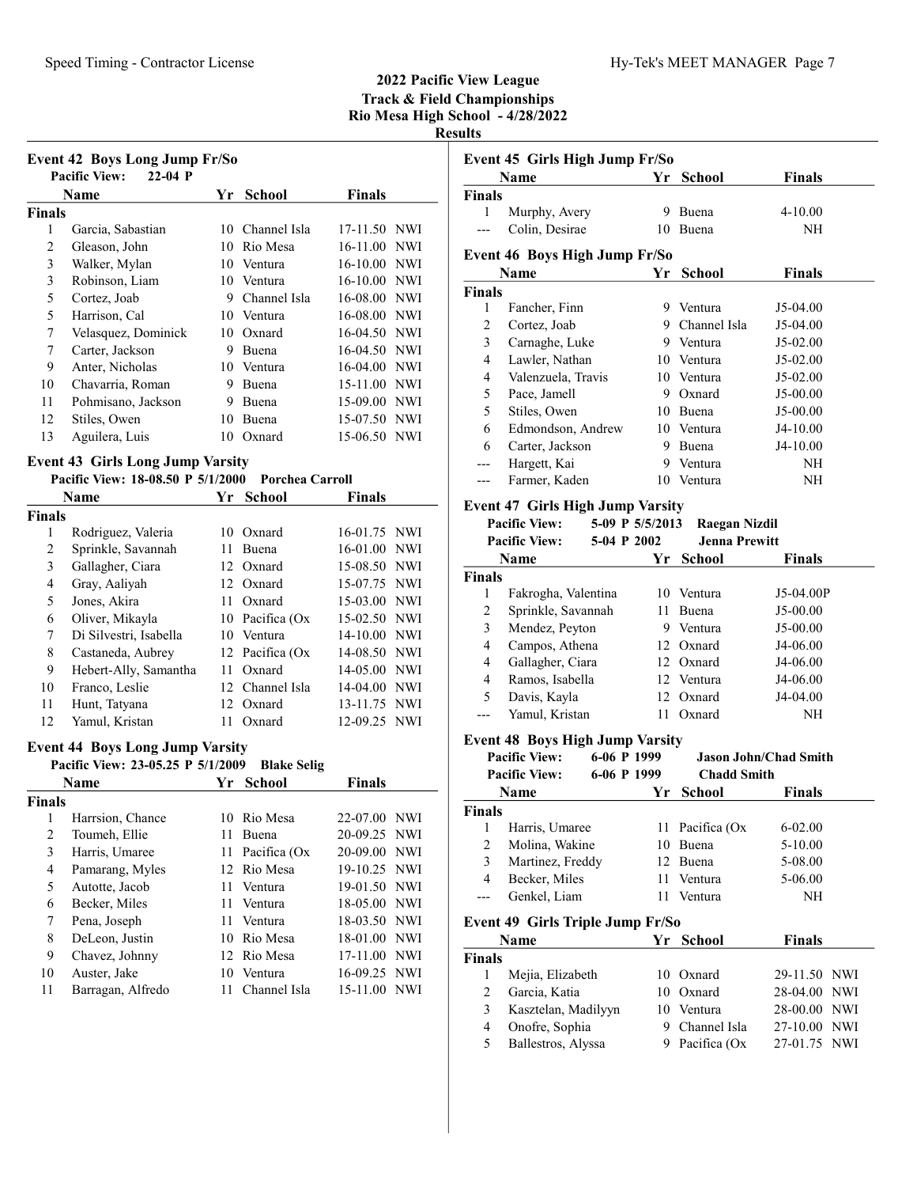# 2022 Pacific View League
## Track & Field Championships
## Rio Mesa High School - 4/28/2022
### Results

### Event 42 Boys Long Jump Fr/So

Pacific View: 22-04 P

| | Name | Yr | School | Finals | |
|---|---|---|---|---|---|
| **Finals** | | | | | |
| 1 | Garcia, Sabastian | 10 | Channel Isla | 17-11.50 | NWI |
| 2 | Gleason, John | 10 | Rio Mesa | 16-11.00 | NWI |
| 3 | Walker, Mylan | 10 | Ventura | 16-10.00 | NWI |
| 3 | Robinson, Liam | 10 | Ventura | 16-10.00 | NWI |
| 5 | Cortez, Joab | 9 | Channel Isla | 16-08.00 | NWI |
| 5 | Harrison, Cal | 10 | Ventura | 16-08.00 | NWI |
| 7 | Velasquez, Dominick | 10 | Oxnard | 16-04.50 | NWI |
| 7 | Carter, Jackson | 9 | Buena | 16-04.50 | NWI |
| 9 | Anter, Nicholas | 10 | Ventura | 16-04.00 | NWI |
| 10 | Chavarria, Roman | 9 | Buena | 15-11.00 | NWI |
| 11 | Pohmisano, Jackson | 9 | Buena | 15-09.00 | NWI |
| 12 | Stiles, Owen | 10 | Buena | 15-07.50 | NWI |
| 13 | Aguilera, Luis | 10 | Oxnard | 15-06.50 | NWI |

### Event 43 Girls Long Jump Varsity

Pacific View: 18-08.50 P 5/1/2000 Porchea Carroll

| | Name | Yr | School | Finals | |
|---|---|---|---|---|---|
| **Finals** | | | | | |
| 1 | Rodriguez, Valeria | 10 | Oxnard | 16-01.75 | NWI |
| 2 | Sprinkle, Savannah | 11 | Buena | 16-01.00 | NWI |
| 3 | Gallagher, Ciara | 12 | Oxnard | 15-08.50 | NWI |
| 4 | Gray, Aaliyah | 12 | Oxnard | 15-07.75 | NWI |
| 5 | Jones, Akira | 11 | Oxnard | 15-03.00 | NWI |
| 6 | Oliver, Mikayla | 10 | Pacifica (Ox | 15-02.50 | NWI |
| 7 | Di Silvestri, Isabella | 10 | Ventura | 14-10.00 | NWI |
| 8 | Castaneda, Aubrey | 12 | Pacifica (Ox | 14-08.50 | NWI |
| 9 | Hebert-Ally, Samantha | 11 | Oxnard | 14-05.00 | NWI |
| 10 | Franco, Leslie | 12 | Channel Isla | 14-04.00 | NWI |
| 11 | Hunt, Tatyana | 12 | Oxnard | 13-11.75 | NWI |
| 12 | Yamul, Kristan | 11 | Oxnard | 12-09.25 | NWI |

### Event 44 Boys Long Jump Varsity

Pacific View: 23-05.25 P 5/1/2009 Blake Selig

| | Name | Yr | School | Finals | |
|---|---|---|---|---|---|
| **Finals** | | | | | |
| 1 | Harrsion, Chance | 10 | Rio Mesa | 22-07.00 | NWI |
| 2 | Toumeh, Ellie | 11 | Buena | 20-09.25 | NWI |
| 3 | Harris, Umaree | 11 | Pacifica (Ox | 20-09.00 | NWI |
| 4 | Pamarang, Myles | 12 | Rio Mesa | 19-10.25 | NWI |
| 5 | Autotte, Jacob | 11 | Ventura | 19-01.50 | NWI |
| 6 | Becker, Miles | 11 | Ventura | 18-05.00 | NWI |
| 7 | Pena, Joseph | 11 | Ventura | 18-03.50 | NWI |
| 8 | DeLeon, Justin | 10 | Rio Mesa | 18-01.00 | NWI |
| 9 | Chavez, Johnny | 12 | Rio Mesa | 17-11.00 | NWI |
| 10 | Auster, Jake | 10 | Ventura | 16-09.25 | NWI |
| 11 | Barragan, Alfredo | 11 | Channel Isla | 15-11.00 | NWI |

### Event 45 Girls High Jump Fr/So

| | Name | Yr | School | Finals |
|---|---|---|---|---|
| **Finals** | | | | |
| 1 | Murphy, Avery | 9 | Buena | 4-10.00 |
| --- | Colin, Desirae | 10 | Buena | NH |

### Event 46 Boys High Jump Fr/So

| | Name | Yr | School | Finals |
|---|---|---|---|---|
| **Finals** | | | | |
| 1 | Fancher, Finn | 9 | Ventura | J5-04.00 |
| 2 | Cortez, Joab | 9 | Channel Isla | J5-04.00 |
| 3 | Carnaghe, Luke | 9 | Ventura | J5-02.00 |
| 4 | Lawler, Nathan | 10 | Ventura | J5-02.00 |
| 4 | Valenzuela, Travis | 10 | Ventura | J5-02.00 |
| 5 | Pace, Jamell | 9 | Oxnard | J5-00.00 |
| 5 | Stiles, Owen | 10 | Buena | J5-00.00 |
| 6 | Edmondson, Andrew | 10 | Ventura | J4-10.00 |
| 6 | Carter, Jackson | 9 | Buena | J4-10.00 |
| --- | Hargett, Kai | 9 | Ventura | NH |
| --- | Farmer, Kaden | 10 | Ventura | NH |

### Event 47 Girls High Jump Varsity

Pacific View: 5-09 P 5/5/2013 Raegan Nizdil
Pacific View: 5-04 P 2002 Jenna Prewitt

| | Name | Yr | School | Finals |
|---|---|---|---|---|
| **Finals** | | | | |
| 1 | Fakrogha, Valentina | 10 | Ventura | J5-04.00P |
| 2 | Sprinkle, Savannah | 11 | Buena | J5-00.00 |
| 3 | Mendez, Peyton | 9 | Ventura | J5-00.00 |
| 4 | Campos, Athena | 12 | Oxnard | J4-06.00 |
| 4 | Gallagher, Ciara | 12 | Oxnard | J4-06.00 |
| 4 | Ramos, Isabella | 12 | Ventura | J4-06.00 |
| 5 | Davis, Kayla | 12 | Oxnard | J4-04.00 |
| --- | Yamul, Kristan | 11 | Oxnard | NH |

### Event 48 Boys High Jump Varsity

Pacific View: 6-06 P 1999 Jason John/Chad Smith
Pacific View: 6-06 P 1999 Chadd Smith

| | Name | Yr | School | Finals |
|---|---|---|---|---|
| **Finals** | | | | |
| 1 | Harris, Umaree | 11 | Pacifica (Ox | 6-02.00 |
| 2 | Molina, Wakine | 10 | Buena | 5-10.00 |
| 3 | Martinez, Freddy | 12 | Buena | 5-08.00 |
| 4 | Becker, Miles | 11 | Ventura | 5-06.00 |
| --- | Genkel, Liam | 11 | Ventura | NH |

### Event 49 Girls Triple Jump Fr/So

| | Name | Yr | School | Finals | |
|---|---|---|---|---|---|
| **Finals** | | | | | |
| 1 | Mejia, Elizabeth | 10 | Oxnard | 29-11.50 | NWI |
| 2 | Garcia, Katia | 10 | Oxnard | 28-04.00 | NWI |
| 3 | Kasztelan, Madilyyn | 10 | Ventura | 28-00.00 | NWI |
| 4 | Onofre, Sophia | 9 | Channel Isla | 27-10.00 | NWI |
| 5 | Ballestros, Alyssa | 9 | Pacifica (Ox | 27-01.75 | NWI |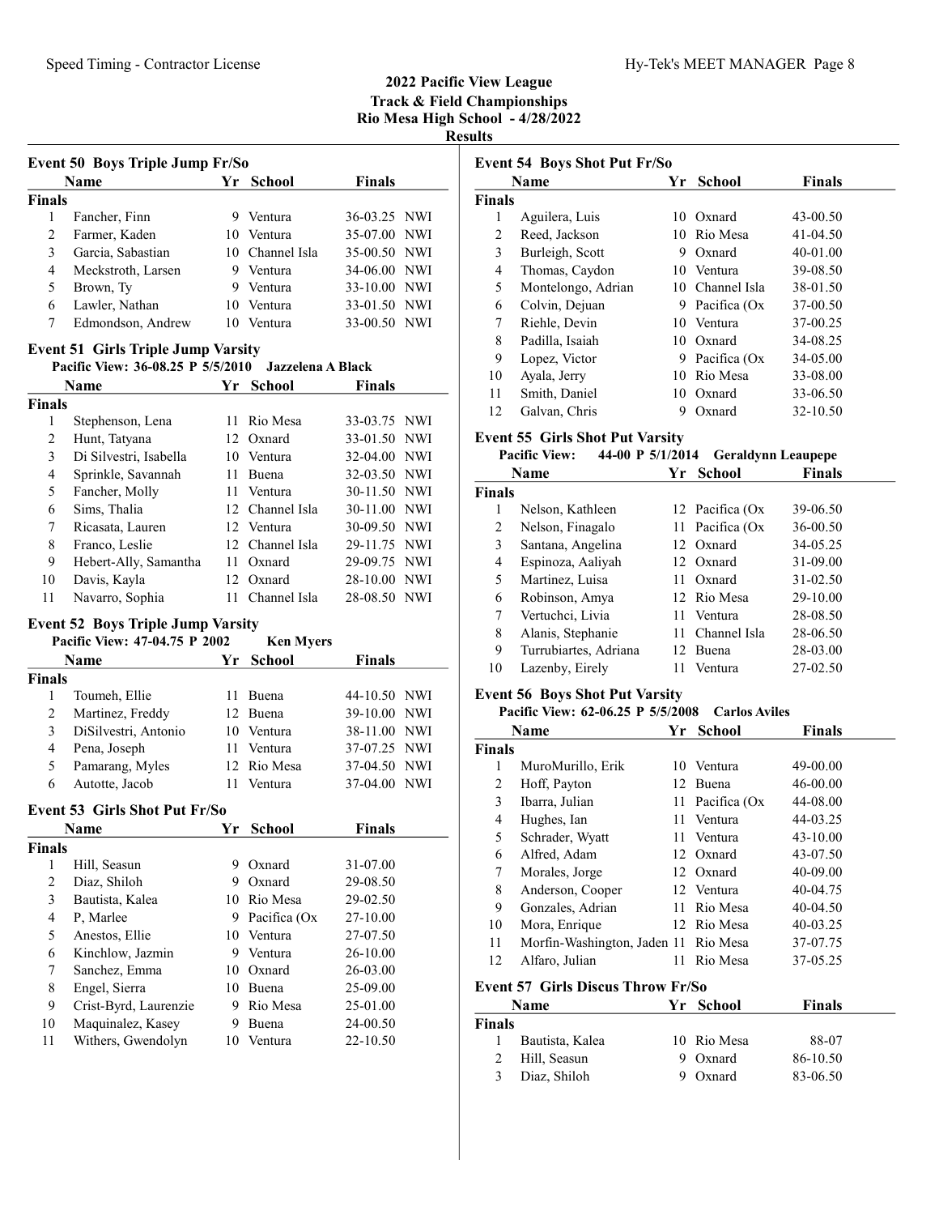## 2022 Pacific View League
## Track & Field Championships
## Rio Mesa High School - 4/28/2022
## Results

### Event 50 Boys Triple Jump Fr/So

| | Name | Yr | School | Finals | |
|---|---|---|---|---|---|
| **Finals** | | | | | |
| 1 | Fancher, Finn | 9 | Ventura | 36-03.25 | NWI |
| 2 | Farmer, Kaden | 10 | Ventura | 35-07.00 | NWI |
| 3 | Garcia, Sabastian | 10 | Channel Isla | 35-00.50 | NWI |
| 4 | Meckstroth, Larsen | 9 | Ventura | 34-06.00 | NWI |
| 5 | Brown, Ty | 9 | Ventura | 33-10.00 | NWI |
| 6 | Lawler, Nathan | 10 | Ventura | 33-01.50 | NWI |
| 7 | Edmondson, Andrew | 10 | Ventura | 33-00.50 | NWI |

### Event 51 Girls Triple Jump Varsity

**Pacific View: 36-08.25 P 5/5/2010 Jazzelena A Black**

| | Name | Yr | School | Finals | |
|---|---|---|---|---|---|
| **Finals** | | | | | |
| 1 | Stephenson, Lena | 11 | Rio Mesa | 33-03.75 | NWI |
| 2 | Hunt, Tatyana | 12 | Oxnard | 33-01.50 | NWI |
| 3 | Di Silvestri, Isabella | 10 | Ventura | 32-04.00 | NWI |
| 4 | Sprinkle, Savannah | 11 | Buena | 32-03.50 | NWI |
| 5 | Fancher, Molly | 11 | Ventura | 30-11.50 | NWI |
| 6 | Sims, Thalia | 12 | Channel Isla | 30-11.00 | NWI |
| 7 | Ricasata, Lauren | 12 | Ventura | 30-09.50 | NWI |
| 8 | Franco, Leslie | 12 | Channel Isla | 29-11.75 | NWI |
| 9 | Hebert-Ally, Samantha | 11 | Oxnard | 29-09.75 | NWI |
| 10 | Davis, Kayla | 12 | Oxnard | 28-10.00 | NWI |
| 11 | Navarro, Sophia | 11 | Channel Isla | 28-08.50 | NWI |

### Event 52 Boys Triple Jump Varsity

**Pacific View: 47-04.75 P 2002 Ken Myers**

| | Name | Yr | School | Finals | |
|---|---|---|---|---|---|
| **Finals** | | | | | |
| 1 | Toumeh, Ellie | 11 | Buena | 44-10.50 | NWI |
| 2 | Martinez, Freddy | 12 | Buena | 39-10.00 | NWI |
| 3 | DiSilvestri, Antonio | 10 | Ventura | 38-11.00 | NWI |
| 4 | Pena, Joseph | 11 | Ventura | 37-07.25 | NWI |
| 5 | Pamarang, Myles | 12 | Rio Mesa | 37-04.50 | NWI |
| 6 | Autotte, Jacob | 11 | Ventura | 37-04.00 | NWI |

### Event 53 Girls Shot Put Fr/So

| | Name | Yr | School | Finals |
|---|---|---|---|---|
| **Finals** | | | | |
| 1 | Hill, Seasun | 9 | Oxnard | 31-07.00 |
| 2 | Diaz, Shiloh | 9 | Oxnard | 29-08.50 |
| 3 | Bautista, Kalea | 10 | Rio Mesa | 29-02.50 |
| 4 | P, Marlee | 9 | Pacifica (Ox | 27-10.00 |
| 5 | Anestos, Ellie | 10 | Ventura | 27-07.50 |
| 6 | Kinchlow, Jazmin | 9 | Ventura | 26-10.00 |
| 7 | Sanchez, Emma | 10 | Oxnard | 26-03.00 |
| 8 | Engel, Sierra | 10 | Buena | 25-09.00 |
| 9 | Crist-Byrd, Laurenzie | 9 | Rio Mesa | 25-01.00 |
| 10 | Maquinalez, Kasey | 9 | Buena | 24-00.50 |
| 11 | Withers, Gwendolyn | 10 | Ventura | 22-10.50 |

### Event 54 Boys Shot Put Fr/So

| | Name | Yr | School | Finals |
|---|---|---|---|---|
| **Finals** | | | | |
| 1 | Aguilera, Luis | 10 | Oxnard | 43-00.50 |
| 2 | Reed, Jackson | 10 | Rio Mesa | 41-04.50 |
| 3 | Burleigh, Scott | 9 | Oxnard | 40-01.00 |
| 4 | Thomas, Caydon | 10 | Ventura | 39-08.50 |
| 5 | Montelongo, Adrian | 10 | Channel Isla | 38-01.50 |
| 6 | Colvin, Dejuan | 9 | Pacifica (Ox | 37-00.50 |
| 7 | Riehle, Devin | 10 | Ventura | 37-00.25 |
| 8 | Padilla, Isaiah | 10 | Oxnard | 34-08.25 |
| 9 | Lopez, Victor | 9 | Pacifica (Ox | 34-05.00 |
| 10 | Ayala, Jerry | 10 | Rio Mesa | 33-08.00 |
| 11 | Smith, Daniel | 10 | Oxnard | 33-06.50 |
| 12 | Galvan, Chris | 9 | Oxnard | 32-10.50 |

### Event 55 Girls Shot Put Varsity

**Pacific View: 44-00 P 5/1/2014 Geraldynn Leaupepe**

| | Name | Yr | School | Finals |
|---|---|---|---|---|
| **Finals** | | | | |
| 1 | Nelson, Kathleen | 12 | Pacifica (Ox | 39-06.50 |
| 2 | Nelson, Finagalo | 11 | Pacifica (Ox | 36-00.50 |
| 3 | Santana, Angelina | 12 | Oxnard | 34-05.25 |
| 4 | Espinoza, Aaliyah | 12 | Oxnard | 31-09.00 |
| 5 | Martinez, Luisa | 11 | Oxnard | 31-02.50 |
| 6 | Robinson, Amya | 12 | Rio Mesa | 29-10.00 |
| 7 | Vertuchci, Livia | 11 | Ventura | 28-08.50 |
| 8 | Alanis, Stephanie | 11 | Channel Isla | 28-06.50 |
| 9 | Turrubiartes, Adriana | 12 | Buena | 28-03.00 |
| 10 | Lazenby, Eirely | 11 | Ventura | 27-02.50 |

### Event 56 Boys Shot Put Varsity

**Pacific View: 62-06.25 P 5/5/2008 Carlos Aviles**

| | Name | Yr | School | Finals |
|---|---|---|---|---|
| **Finals** | | | | |
| 1 | MuroMurillo, Erik | 10 | Ventura | 49-00.00 |
| 2 | Hoff, Payton | 12 | Buena | 46-00.00 |
| 3 | Ibarra, Julian | 11 | Pacifica (Ox | 44-08.00 |
| 4 | Hughes, Ian | 11 | Ventura | 44-03.25 |
| 5 | Schrader, Wyatt | 11 | Ventura | 43-10.00 |
| 6 | Alfred, Adam | 12 | Oxnard | 43-07.50 |
| 7 | Morales, Jorge | 12 | Oxnard | 40-09.00 |
| 8 | Anderson, Cooper | 12 | Ventura | 40-04.75 |
| 9 | Gonzales, Adrian | 11 | Rio Mesa | 40-04.50 |
| 10 | Mora, Enrique | 12 | Rio Mesa | 40-03.25 |
| 11 | Morfin-Washington, Jaden | 11 | Rio Mesa | 37-07.75 |
| 12 | Alfaro, Julian | 11 | Rio Mesa | 37-05.25 |

### Event 57 Girls Discus Throw Fr/So

| | Name | Yr | School | Finals |
|---|---|---|---|---|
| **Finals** | | | | |
| 1 | Bautista, Kalea | 10 | Rio Mesa | 88-07 |
| 2 | Hill, Seasun | 9 | Oxnard | 86-10.50 |
| 3 | Diaz, Shiloh | 9 | Oxnard | 83-06.50 |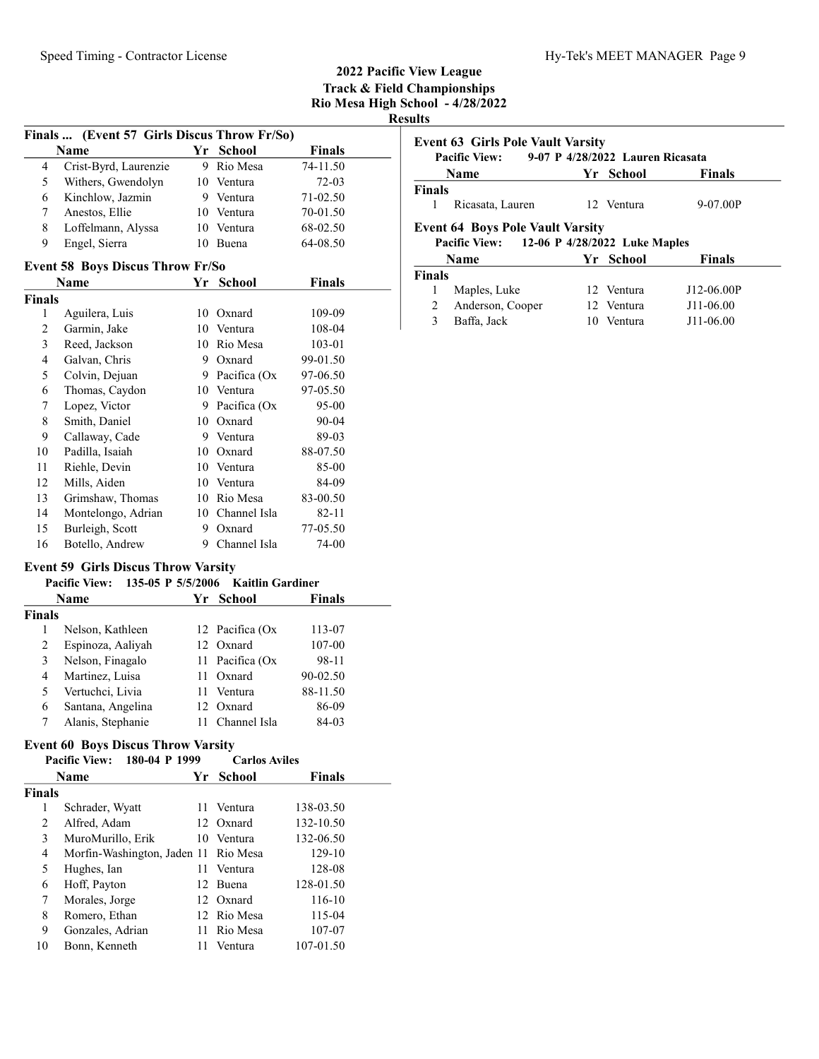# 2022 Pacific View League
## Track & Field Championships
## Rio Mesa High School - 4/28/2022
## Results

### Finals ... (Event 57 Girls Discus Throw Fr/So)

| | Name | Yr | School | Finals |
|---|---|---|---|---|
| 4 | Crist-Byrd, Laurenzie | 9 | Rio Mesa | 74-11.50 |
| 5 | Withers, Gwendolyn | 10 | Ventura | 72-03 |
| 6 | Kinchlow, Jazmin | 9 | Ventura | 71-02.50 |
| 7 | Anestos, Ellie | 10 | Ventura | 70-01.50 |
| 8 | Loffelmann, Alyssa | 10 | Ventura | 68-02.50 |
| 9 | Engel, Sierra | 10 | Buena | 64-08.50 |

### Event 58 Boys Discus Throw Fr/So

| | Name | Yr | School | Finals |
|---|---|---|---|---|
| **Finals** | | | | |
| 1 | Aguilera, Luis | 10 | Oxnard | 109-09 |
| 2 | Garmin, Jake | 10 | Ventura | 108-04 |
| 3 | Reed, Jackson | 10 | Rio Mesa | 103-01 |
| 4 | Galvan, Chris | 9 | Oxnard | 99-01.50 |
| 5 | Colvin, Dejuan | 9 | Pacifica (Ox | 97-06.50 |
| 6 | Thomas, Caydon | 10 | Ventura | 97-05.50 |
| 7 | Lopez, Victor | 9 | Pacifica (Ox | 95-00 |
| 8 | Smith, Daniel | 10 | Oxnard | 90-04 |
| 9 | Callaway, Cade | 9 | Ventura | 89-03 |
| 10 | Padilla, Isaiah | 10 | Oxnard | 88-07.50 |
| 11 | Riehle, Devin | 10 | Ventura | 85-00 |
| 12 | Mills, Aiden | 10 | Ventura | 84-09 |
| 13 | Grimshaw, Thomas | 10 | Rio Mesa | 83-00.50 |
| 14 | Montelongo, Adrian | 10 | Channel Isla | 82-11 |
| 15 | Burleigh, Scott | 9 | Oxnard | 77-05.50 |
| 16 | Botello, Andrew | 9 | Channel Isla | 74-00 |

### Event 59 Girls Discus Throw Varsity

**Pacific View: 135-05 P 5/5/2006 Kaitlin Gardiner**

| | Name | Yr | School | Finals |
|---|---|---|---|---|
| **Finals** | | | | |
| 1 | Nelson, Kathleen | 12 | Pacifica (Ox | 113-07 |
| 2 | Espinoza, Aaliyah | 12 | Oxnard | 107-00 |
| 3 | Nelson, Finagalo | 11 | Pacifica (Ox | 98-11 |
| 4 | Martinez, Luisa | 11 | Oxnard | 90-02.50 |
| 5 | Vertuchci, Livia | 11 | Ventura | 88-11.50 |
| 6 | Santana, Angelina | 12 | Oxnard | 86-09 |
| 7 | Alanis, Stephanie | 11 | Channel Isla | 84-03 |

### Event 60 Boys Discus Throw Varsity

**Pacific View: 180-04 P 1999 Carlos Aviles**

| | Name | Yr | School | Finals |
|---|---|---|---|---|
| **Finals** | | | | |
| 1 | Schrader, Wyatt | 11 | Ventura | 138-03.50 |
| 2 | Alfred, Adam | 12 | Oxnard | 132-10.50 |
| 3 | MuroMurillo, Erik | 10 | Ventura | 132-06.50 |
| 4 | Morfin-Washington, Jaden | 11 | Rio Mesa | 129-10 |
| 5 | Hughes, Ian | 11 | Ventura | 128-08 |
| 6 | Hoff, Payton | 12 | Buena | 128-01.50 |
| 7 | Morales, Jorge | 12 | Oxnard | 116-10 |
| 8 | Romero, Ethan | 12 | Rio Mesa | 115-04 |
| 9 | Gonzales, Adrian | 11 | Rio Mesa | 107-07 |
| 10 | Bonn, Kenneth | 11 | Ventura | 107-01.50 |

### Event 63 Girls Pole Vault Varsity

**Pacific View: 9-07 P 4/28/2022 Lauren Ricasata**

| | Name | Yr | School | Finals |
|---|---|---|---|---|
| **Finals** | | | | |
| 1 | Ricasata, Lauren | 12 | Ventura | 9-07.00P |

### Event 64 Boys Pole Vault Varsity

**Pacific View: 12-06 P 4/28/2022 Luke Maples**

| | Name | Yr | School | Finals |
|---|---|---|---|---|
| **Finals** | | | | |
| 1 | Maples, Luke | 12 | Ventura | J12-06.00P |
| 2 | Anderson, Cooper | 12 | Ventura | J11-06.00 |
| 3 | Baffa, Jack | 10 | Ventura | J11-06.00 |